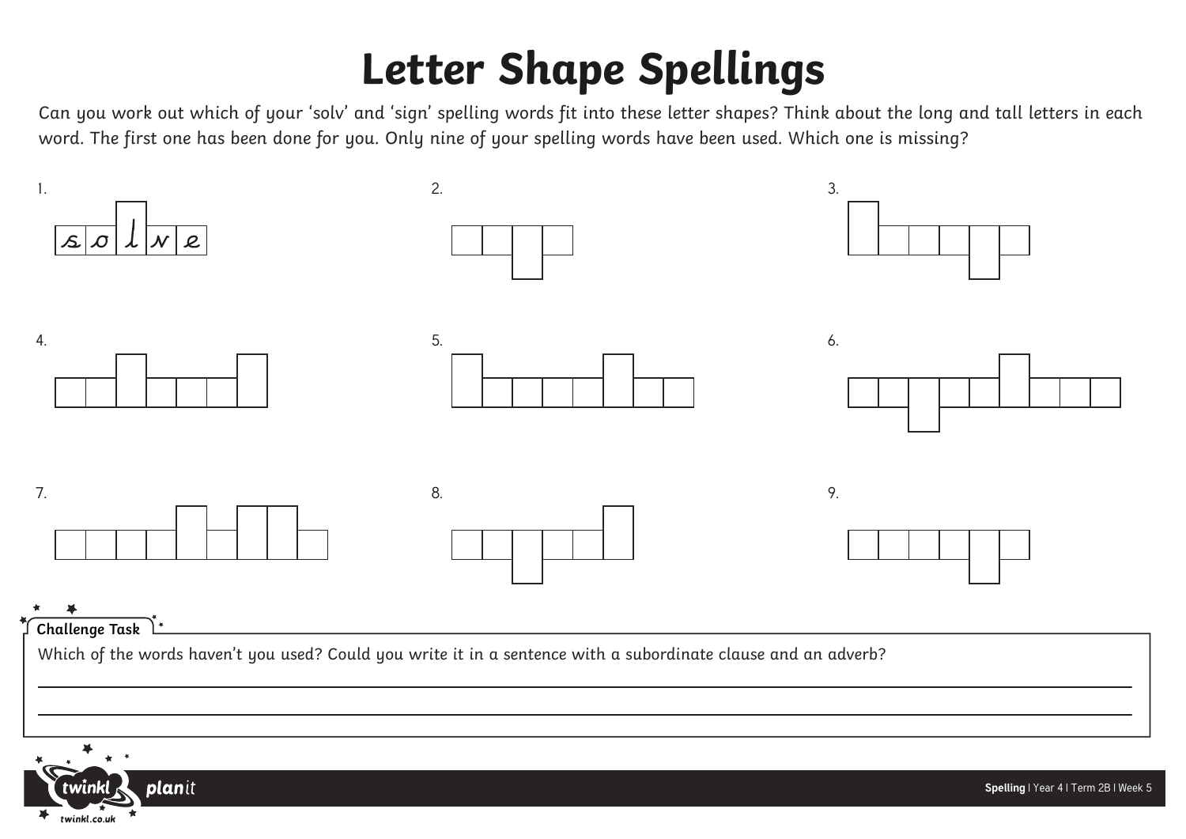# Letter Shape Spellings

Can you work out which of your 'solv' and 'sign' spelling words fit into these letter shapes? Think about the long and tall letters in each word. The first one has been done for you. Only nine of your spelling words have been used. Which one is missing?

1. s o l v e

2.

3.

4.

5.

6.

7.

8.

9.

**Challenge Task**

Which of the words haven't you used? Could you write it in a sentence with a subordinate clause and an adverb?

_______________________________________________

_______________________________________________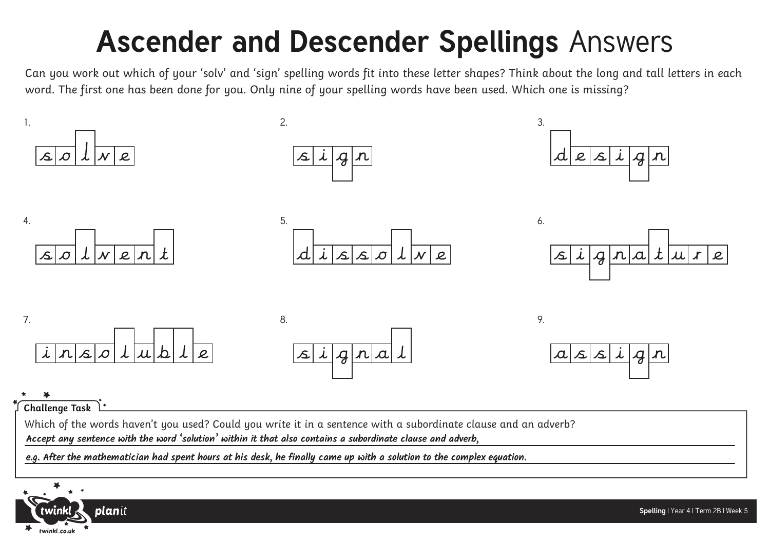# Ascender and Descender Spellings Answers

Can you work out which of your 'solv' and 'sign' spelling words fit into these letter shapes? Think about the long and tall letters in each word. The first one has been done for you. Only nine of your spelling words have been used. Which one is missing?

1. solve
2. sign
3. design
4. solvent
5. dissolve
6. signature
7. insoluble
8. signal
9. assign

**Challenge Task**

Which of the words haven't you used? Could you write it in a sentence with a subordinate clause and an adverb?

***Accept any sentence with the word 'solution' within it that also contains a subordinate clause and adverb,***

***e.g. After the mathematician had spent hours at his desk, he finally came up with a solution to the complex equation.***